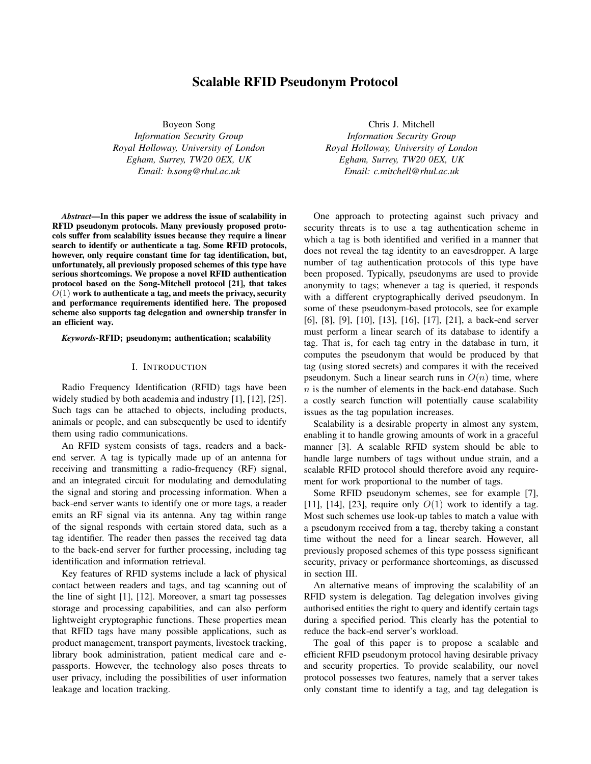# Scalable RFID Pseudonym Protocol

Boyeon Song
*Information Security Group*
*Royal Holloway, University of London*
*Egham, Surrey, TW20 0EX, UK*
*Email: b.song@rhul.ac.uk*

Chris J. Mitchell
*Information Security Group*
*Royal Holloway, University of London*
*Egham, Surrey, TW20 0EX, UK*
*Email: c.mitchell@rhul.ac.uk*

***Abstract*—In this paper we address the issue of scalability in RFID pseudonym protocols. Many previously proposed protocols suffer from scalability issues because they require a linear search to identify or authenticate a tag. Some RFID protocols, however, only require constant time for tag identification, but, unfortunately, all previously proposed schemes of this type have serious shortcomings. We propose a novel RFID authentication protocol based on the Song-Mitchell protocol [21], that takes $O(1)$ work to authenticate a tag, and meets the privacy, security and performance requirements identified here. The proposed scheme also supports tag delegation and ownership transfer in an efficient way.**

***Keywords*-RFID; pseudonym; authentication; scalability**

## I. Introduction

Radio Frequency Identification (RFID) tags have been widely studied by both academia and industry [1], [12], [25]. Such tags can be attached to objects, including products, animals or people, and can subsequently be used to identify them using radio communications.

An RFID system consists of tags, readers and a back-end server. A tag is typically made up of an antenna for receiving and transmitting a radio-frequency (RF) signal, and an integrated circuit for modulating and demodulating the signal and storing and processing information. When a back-end server wants to identify one or more tags, a reader emits an RF signal via its antenna. Any tag within range of the signal responds with certain stored data, such as a tag identifier. The reader then passes the received tag data to the back-end server for further processing, including tag identification and information retrieval.

Key features of RFID systems include a lack of physical contact between readers and tags, and tag scanning out of the line of sight [1], [12]. Moreover, a smart tag possesses storage and processing capabilities, and can also perform lightweight cryptographic functions. These properties mean that RFID tags have many possible applications, such as product management, transport payments, livestock tracking, library book administration, patient medical care and e-passports. However, the technology also poses threats to user privacy, including the possibilities of user information leakage and location tracking.

One approach to protecting against such privacy and security threats is to use a tag authentication scheme in which a tag is both identified and verified in a manner that does not reveal the tag identity to an eavesdropper. A large number of tag authentication protocols of this type have been proposed. Typically, pseudonyms are used to provide anonymity to tags; whenever a tag is queried, it responds with a different cryptographically derived pseudonym. In some of these pseudonym-based protocols, see for example [6], [8], [9], [10], [13], [16], [17], [21], a back-end server must perform a linear search of its database to identify a tag. That is, for each tag entry in the database in turn, it computes the pseudonym that would be produced by that tag (using stored secrets) and compares it with the received pseudonym. Such a linear search runs in $O(n)$ time, where $n$ is the number of elements in the back-end database. Such a costly search function will potentially cause scalability issues as the tag population increases.

Scalability is a desirable property in almost any system, enabling it to handle growing amounts of work in a graceful manner [3]. A scalable RFID system should be able to handle large numbers of tags without undue strain, and a scalable RFID protocol should therefore avoid any requirement for work proportional to the number of tags.

Some RFID pseudonym schemes, see for example [7], [11], [14], [23], require only $O(1)$ work to identify a tag. Most such schemes use look-up tables to match a value with a pseudonym received from a tag, thereby taking a constant time without the need for a linear search. However, all previously proposed schemes of this type possess significant security, privacy or performance shortcomings, as discussed in section III.

An alternative means of improving the scalability of an RFID system is delegation. Tag delegation involves giving authorised entities the right to query and identify certain tags during a specified period. This clearly has the potential to reduce the back-end server's workload.

The goal of this paper is to propose a scalable and efficient RFID pseudonym protocol having desirable privacy and security properties. To provide scalability, our novel protocol possesses two features, namely that a server takes only constant time to identify a tag, and tag delegation is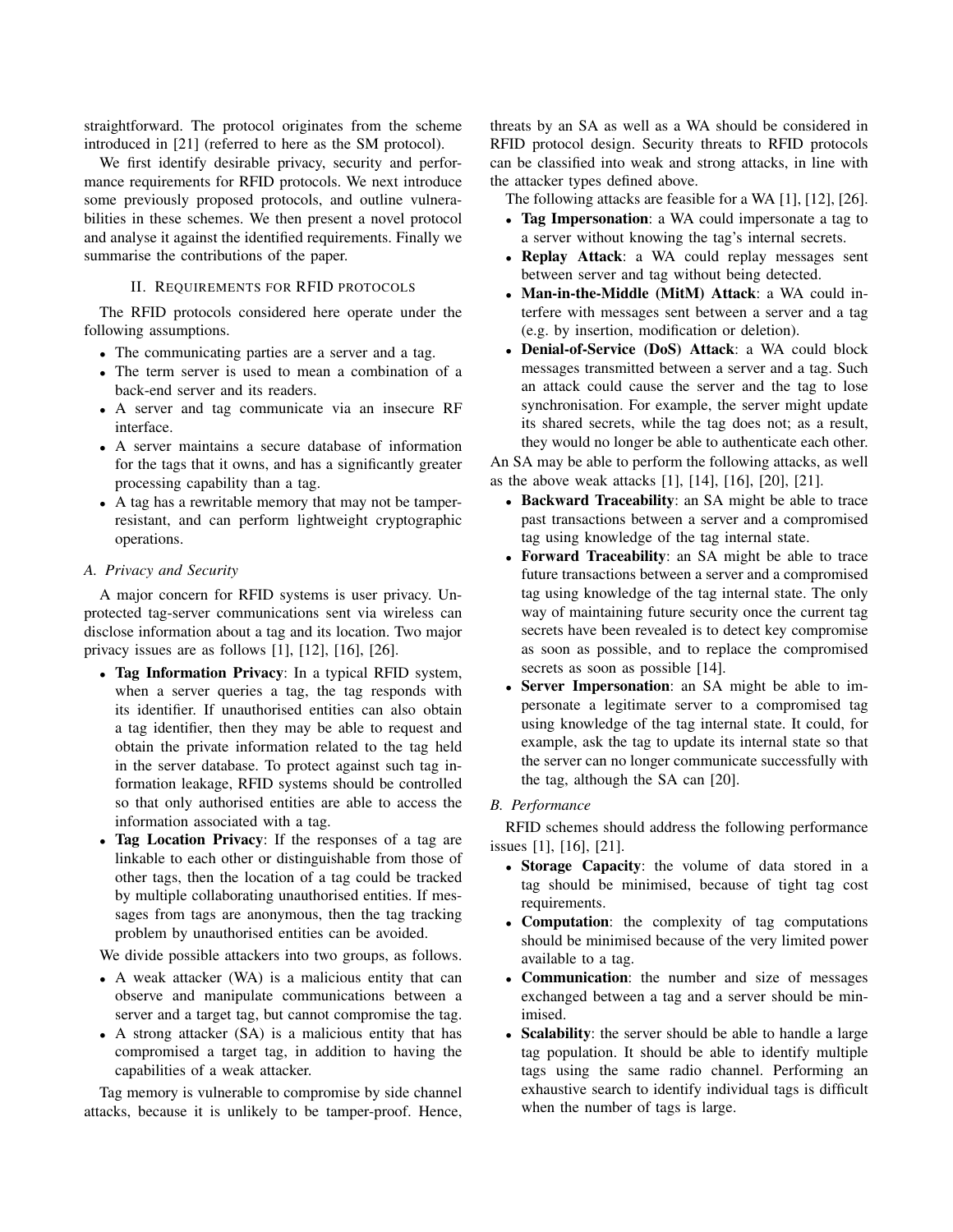straightforward. The protocol originates from the scheme introduced in [21] (referred to here as the SM protocol).

We first identify desirable privacy, security and performance requirements for RFID protocols. We next introduce some previously proposed protocols, and outline vulnerabilities in these schemes. We then present a novel protocol and analyse it against the identified requirements. Finally we summarise the contributions of the paper.

## II. Requirements for RFID protocols

The RFID protocols considered here operate under the following assumptions.

- The communicating parties are a server and a tag.
- The term server is used to mean a combination of a back-end server and its readers.
- A server and tag communicate via an insecure RF interface.
- A server maintains a secure database of information for the tags that it owns, and has a significantly greater processing capability than a tag.
- A tag has a rewritable memory that may not be tamper-resistant, and can perform lightweight cryptographic operations.

### *A. Privacy and Security*

A major concern for RFID systems is user privacy. Unprotected tag-server communications sent via wireless can disclose information about a tag and its location. Two major privacy issues are as follows [1], [12], [16], [26].

- **Tag Information Privacy**: In a typical RFID system, when a server queries a tag, the tag responds with its identifier. If unauthorised entities can also obtain a tag identifier, then they may be able to request and obtain the private information related to the tag held in the server database. To protect against such tag information leakage, RFID systems should be controlled so that only authorised entities are able to access the information associated with a tag.
- **Tag Location Privacy**: If the responses of a tag are linkable to each other or distinguishable from those of other tags, then the location of a tag could be tracked by multiple collaborating unauthorised entities. If messages from tags are anonymous, then the tag tracking problem by unauthorised entities can be avoided.

We divide possible attackers into two groups, as follows.

- A weak attacker (WA) is a malicious entity that can observe and manipulate communications between a server and a target tag, but cannot compromise the tag.
- A strong attacker (SA) is a malicious entity that has compromised a target tag, in addition to having the capabilities of a weak attacker.

Tag memory is vulnerable to compromise by side channel attacks, because it is unlikely to be tamper-proof. Hence, threats by an SA as well as a WA should be considered in RFID protocol design. Security threats to RFID protocols can be classified into weak and strong attacks, in line with the attacker types defined above.

The following attacks are feasible for a WA [1], [12], [26].

- **Tag Impersonation**: a WA could impersonate a tag to a server without knowing the tag's internal secrets.
- **Replay Attack**: a WA could replay messages sent between server and tag without being detected.
- **Man-in-the-Middle (MitM) Attack**: a WA could interfere with messages sent between a server and a tag (e.g. by insertion, modification or deletion).
- **Denial-of-Service (DoS) Attack**: a WA could block messages transmitted between a server and a tag. Such an attack could cause the server and the tag to lose synchronisation. For example, the server might update its shared secrets, while the tag does not; as a result, they would no longer be able to authenticate each other.

An SA may be able to perform the following attacks, as well as the above weak attacks [1], [14], [16], [20], [21].

- **Backward Traceability**: an SA might be able to trace past transactions between a server and a compromised tag using knowledge of the tag internal state.
- **Forward Traceability**: an SA might be able to trace future transactions between a server and a compromised tag using knowledge of the tag internal state. The only way of maintaining future security once the current tag secrets have been revealed is to detect key compromise as soon as possible, and to replace the compromised secrets as soon as possible [14].
- **Server Impersonation**: an SA might be able to impersonate a legitimate server to a compromised tag using knowledge of the tag internal state. It could, for example, ask the tag to update its internal state so that the server can no longer communicate successfully with the tag, although the SA can [20].

### *B. Performance*

RFID schemes should address the following performance issues [1], [16], [21].

- **Storage Capacity**: the volume of data stored in a tag should be minimised, because of tight tag cost requirements.
- **Computation**: the complexity of tag computations should be minimised because of the very limited power available to a tag.
- **Communication**: the number and size of messages exchanged between a tag and a server should be minimised.
- **Scalability**: the server should be able to handle a large tag population. It should be able to identify multiple tags using the same radio channel. Performing an exhaustive search to identify individual tags is difficult when the number of tags is large.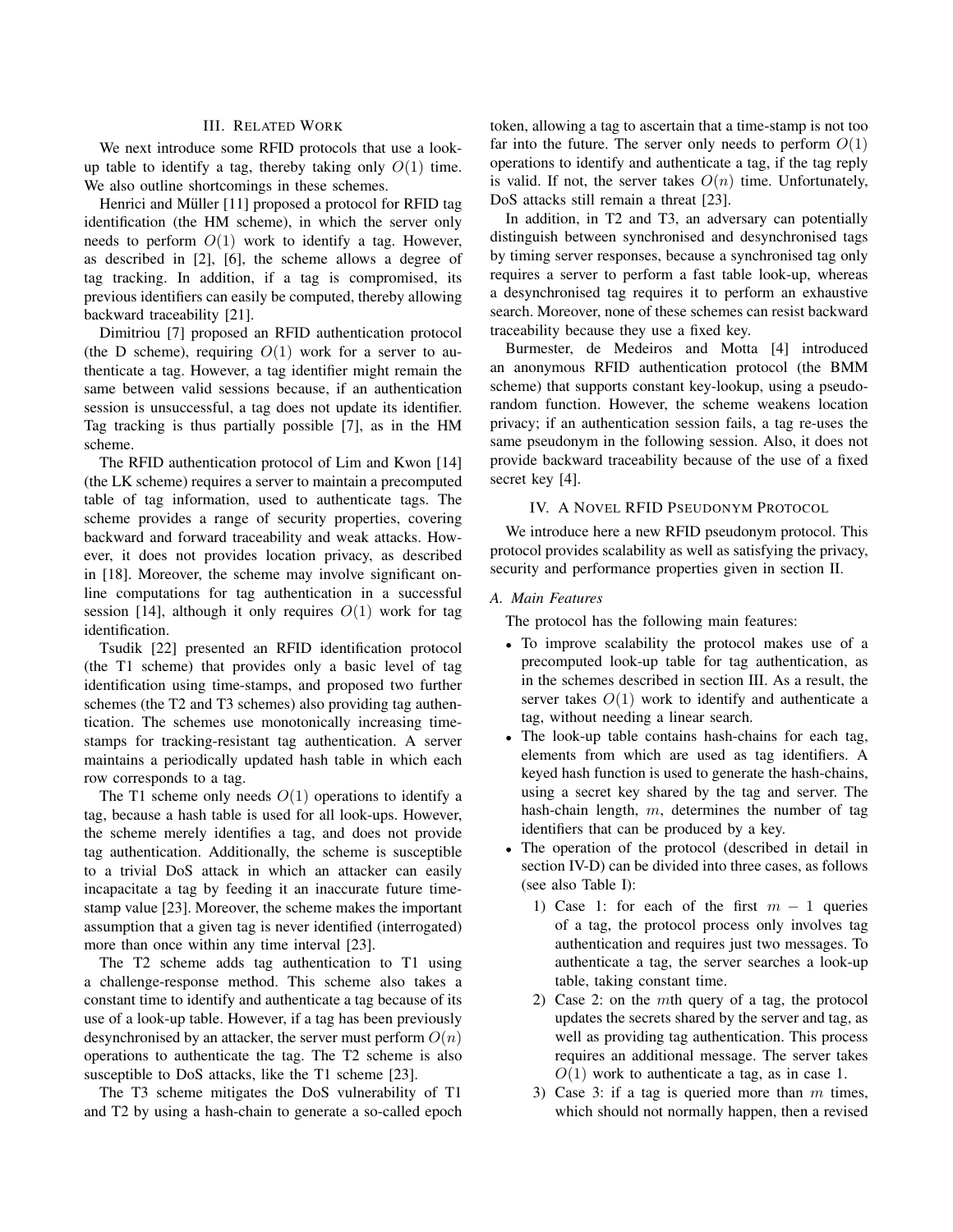## III. Related Work

We next introduce some RFID protocols that use a look-up table to identify a tag, thereby taking only $O(1)$ time. We also outline shortcomings in these schemes.

Henrici and Müller [11] proposed a protocol for RFID tag identification (the HM scheme), in which the server only needs to perform $O(1)$ work to identify a tag. However, as described in [2], [6], the scheme allows a degree of tag tracking. In addition, if a tag is compromised, its previous identifiers can easily be computed, thereby allowing backward traceability [21].

Dimitriou [7] proposed an RFID authentication protocol (the D scheme), requiring $O(1)$ work for a server to authenticate a tag. However, a tag identifier might remain the same between valid sessions because, if an authentication session is unsuccessful, a tag does not update its identifier. Tag tracking is thus partially possible [7], as in the HM scheme.

The RFID authentication protocol of Lim and Kwon [14] (the LK scheme) requires a server to maintain a precomputed table of tag information, used to authenticate tags. The scheme provides a range of security properties, covering backward and forward traceability and weak attacks. However, it does not provides location privacy, as described in [18]. Moreover, the scheme may involve significant online computations for tag authentication in a successful session [14], although it only requires $O(1)$ work for tag identification.

Tsudik [22] presented an RFID identification protocol (the T1 scheme) that provides only a basic level of tag identification using time-stamps, and proposed two further schemes (the T2 and T3 schemes) also providing tag authentication. The schemes use monotonically increasing time-stamps for tracking-resistant tag authentication. A server maintains a periodically updated hash table in which each row corresponds to a tag.

The T1 scheme only needs $O(1)$ operations to identify a tag, because a hash table is used for all look-ups. However, the scheme merely identifies a tag, and does not provide tag authentication. Additionally, the scheme is susceptible to a trivial DoS attack in which an attacker can easily incapacitate a tag by feeding it an inaccurate future time-stamp value [23]. Moreover, the scheme makes the important assumption that a given tag is never identified (interrogated) more than once within any time interval [23].

The T2 scheme adds tag authentication to T1 using a challenge-response method. This scheme also takes a constant time to identify and authenticate a tag because of its use of a look-up table. However, if a tag has been previously desynchronised by an attacker, the server must perform $O(n)$ operations to authenticate the tag. The T2 scheme is also susceptible to DoS attacks, like the T1 scheme [23].

The T3 scheme mitigates the DoS vulnerability of T1 and T2 by using a hash-chain to generate a so-called epoch token, allowing a tag to ascertain that a time-stamp is not too far into the future. The server only needs to perform $O(1)$ operations to identify and authenticate a tag, if the tag reply is valid. If not, the server takes $O(n)$ time. Unfortunately, DoS attacks still remain a threat [23].

In addition, in T2 and T3, an adversary can potentially distinguish between synchronised and desynchronised tags by timing server responses, because a synchronised tag only requires a server to perform a fast table look-up, whereas a desynchronised tag requires it to perform an exhaustive search. Moreover, none of these schemes can resist backward traceability because they use a fixed key.

Burmester, de Medeiros and Motta [4] introduced an anonymous RFID authentication protocol (the BMM scheme) that supports constant key-lookup, using a pseudo-random function. However, the scheme weakens location privacy; if an authentication session fails, a tag re-uses the same pseudonym in the following session. Also, it does not provide backward traceability because of the use of a fixed secret key [4].

## IV. A Novel RFID Pseudonym Protocol

We introduce here a new RFID pseudonym protocol. This protocol provides scalability as well as satisfying the privacy, security and performance properties given in section II.

### A. Main Features

The protocol has the following main features:

- To improve scalability the protocol makes use of a precomputed look-up table for tag authentication, as in the schemes described in section III. As a result, the server takes $O(1)$ work to identify and authenticate a tag, without needing a linear search.
- The look-up table contains hash-chains for each tag, elements from which are used as tag identifiers. A keyed hash function is used to generate the hash-chains, using a secret key shared by the tag and server. The hash-chain length, $m$, determines the number of tag identifiers that can be produced by a key.
- The operation of the protocol (described in detail in section IV-D) can be divided into three cases, as follows (see also Table I):
  1. Case 1: for each of the first $m - 1$ queries of a tag, the protocol process only involves tag authentication and requires just two messages. To authenticate a tag, the server searches a look-up table, taking constant time.
  2. Case 2: on the $m$th query of a tag, the protocol updates the secrets shared by the server and tag, as well as providing tag authentication. This process requires an additional message. The server takes $O(1)$ work to authenticate a tag, as in case 1.
  3. Case 3: if a tag is queried more than $m$ times, which should not normally happen, then a revised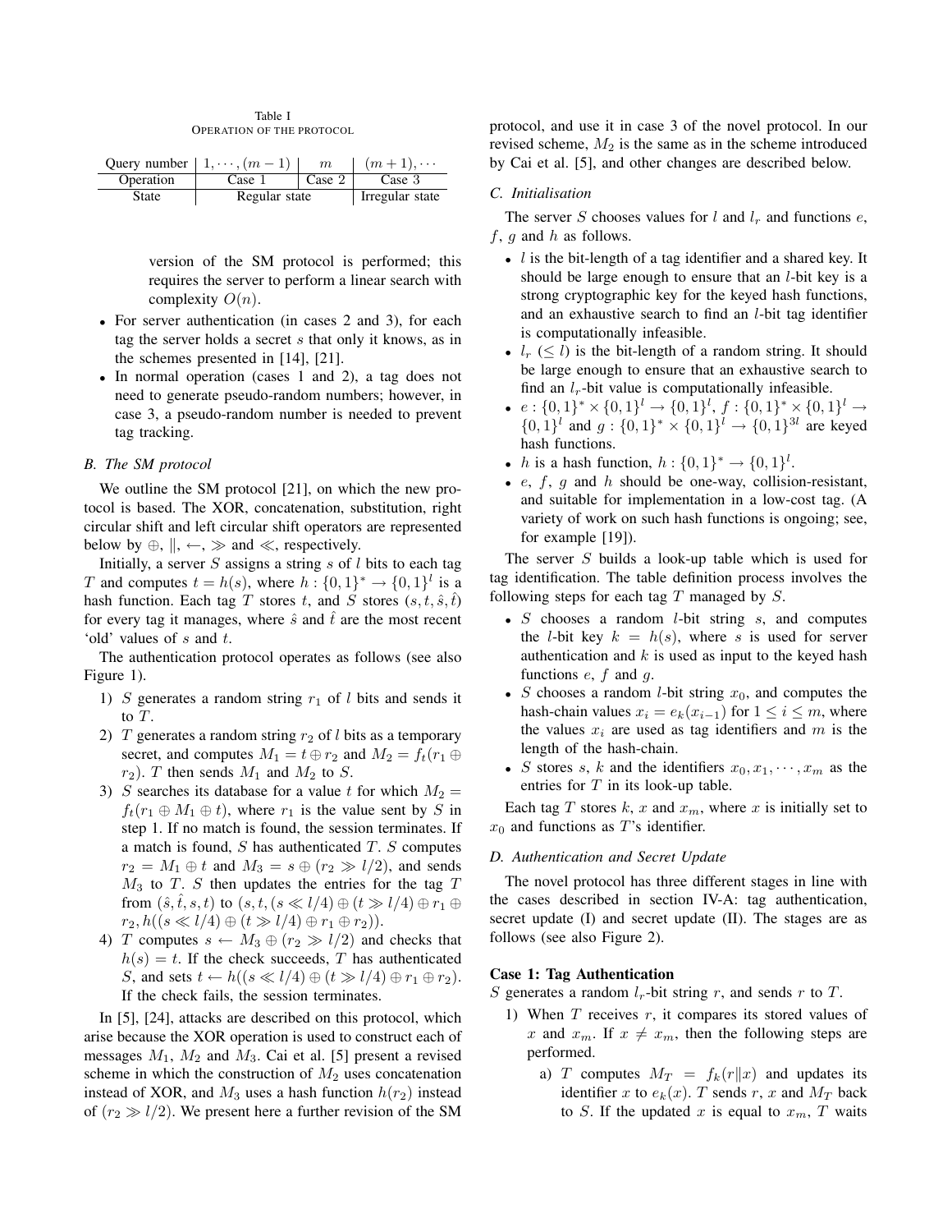Table I
OPERATION OF THE PROTOCOL

| Query number | $1, \cdots, (m-1)$ | $m$ | $(m+1), \cdots$ |
|---|---|---|---|
| Operation | Case 1 | Case 2 | Case 3 |
| State | Regular state | | Irregular state |

version of the SM protocol is performed; this requires the server to perform a linear search with complexity $O(n)$.

- For server authentication (in cases 2 and 3), for each tag the server holds a secret $s$ that only it knows, as in the schemes presented in [14], [21].
- In normal operation (cases 1 and 2), a tag does not need to generate pseudo-random numbers; however, in case 3, a pseudo-random number is needed to prevent tag tracking.

### B. The SM protocol

We outline the SM protocol [21], on which the new protocol is based. The XOR, concatenation, substitution, right circular shift and left circular shift operators are represented below by $\oplus$, $\|$, $\leftarrow$, $\gg$ and $\ll$, respectively.

Initially, a server $S$ assigns a string $s$ of $l$ bits to each tag $T$ and computes $t = h(s)$, where $h : \{0,1\}^* \rightarrow \{0,1\}^l$ is a hash function. Each tag $T$ stores $t$, and $S$ stores $(s, t, \hat{s}, \hat{t})$ for every tag it manages, where $\hat{s}$ and $\hat{t}$ are the most recent 'old' values of $s$ and $t$.

The authentication protocol operates as follows (see also Figure 1).

1) $S$ generates a random string $r_1$ of $l$ bits and sends it to $T$.
2) $T$ generates a random string $r_2$ of $l$ bits as a temporary secret, and computes $M_1 = t \oplus r_2$ and $M_2 = f_t(r_1 \oplus r_2)$. $T$ then sends $M_1$ and $M_2$ to $S$.
3) $S$ searches its database for a value $t$ for which $M_2 = f_t(r_1 \oplus M_1 \oplus t)$, where $r_1$ is the value sent by $S$ in step 1. If no match is found, the session terminates. If a match is found, $S$ has authenticated $T$. $S$ computes $r_2 = M_1 \oplus t$ and $M_3 = s \oplus (r_2 \gg l/2)$, and sends $M_3$ to $T$. $S$ then updates the entries for the tag $T$ from $(\hat{s}, \hat{t}, s, t)$ to $(s, t, (s \ll l/4) \oplus (t \gg l/4) \oplus r_1 \oplus r_2, h((s \ll l/4) \oplus (t \gg l/4) \oplus r_1 \oplus r_2))$.
4) $T$ computes $s \leftarrow M_3 \oplus (r_2 \gg l/2)$ and checks that $h(s) = t$. If the check succeeds, $T$ has authenticated $S$, and sets $t \leftarrow h((s \ll l/4) \oplus (t \gg l/4) \oplus r_1 \oplus r_2)$. If the check fails, the session terminates.

In [5], [24], attacks are described on this protocol, which arise because the XOR operation is used to construct each of messages $M_1$, $M_2$ and $M_3$. Cai et al. [5] present a revised scheme in which the construction of $M_2$ uses concatenation instead of XOR, and $M_3$ uses a hash function $h(r_2)$ instead of $(r_2 \gg l/2)$. We present here a further revision of the SM protocol, and use it in case 3 of the novel protocol. In our revised scheme, $M_2$ is the same as in the scheme introduced by Cai et al. [5], and other changes are described below.

### C. Initialisation

The server $S$ chooses values for $l$ and $l_r$ and functions $e$, $f$, $g$ and $h$ as follows.

- $l$ is the bit-length of a tag identifier and a shared key. It should be large enough to ensure that an $l$-bit key is a strong cryptographic key for the keyed hash functions, and an exhaustive search to find an $l$-bit tag identifier is computationally infeasible.
- $l_r$ ($\leq l$) is the bit-length of a random string. It should be large enough to ensure that an exhaustive search to find an $l_r$-bit value is computationally infeasible.
- $e : \{0,1\}^* \times \{0,1\}^l \rightarrow \{0,1\}^l$, $f : \{0,1\}^* \times \{0,1\}^l \rightarrow \{0,1\}^l$ and $g : \{0,1\}^* \times \{0,1\}^l \rightarrow \{0,1\}^{3l}$ are keyed hash functions.
- $h$ is a hash function, $h : \{0,1\}^* \rightarrow \{0,1\}^l$.
- $e$, $f$, $g$ and $h$ should be one-way, collision-resistant, and suitable for implementation in a low-cost tag. (A variety of work on such hash functions is ongoing; see, for example [19]).

The server $S$ builds a look-up table which is used for tag identification. The table definition process involves the following steps for each tag $T$ managed by $S$.

- $S$ chooses a random $l$-bit string $s$, and computes the $l$-bit key $k = h(s)$, where $s$ is used for server authentication and $k$ is used as input to the keyed hash functions $e$, $f$ and $g$.
- $S$ chooses a random $l$-bit string $x_0$, and computes the hash-chain values $x_i = e_k(x_{i-1})$ for $1 \leq i \leq m$, where the values $x_i$ are used as tag identifiers and $m$ is the length of the hash-chain.
- $S$ stores $s$, $k$ and the identifiers $x_0, x_1, \cdots, x_m$ as the entries for $T$ in its look-up table.

Each tag $T$ stores $k$, $x$ and $x_m$, where $x$ is initially set to $x_0$ and functions as $T$'s identifier.

### D. Authentication and Secret Update

The novel protocol has three different stages in line with the cases described in section IV-A: tag authentication, secret update (I) and secret update (II). The stages are as follows (see also Figure 2).

**Case 1: Tag Authentication**

$S$ generates a random $l_r$-bit string $r$, and sends $r$ to $T$.

1) When $T$ receives $r$, it compares its stored values of $x$ and $x_m$. If $x \neq x_m$, then the following steps are performed.
   a) $T$ computes $M_T = f_k(r \| x)$ and updates its identifier $x$ to $e_k(x)$. $T$ sends $r$, $x$ and $M_T$ back to $S$. If the updated $x$ is equal to $x_m$, $T$ waits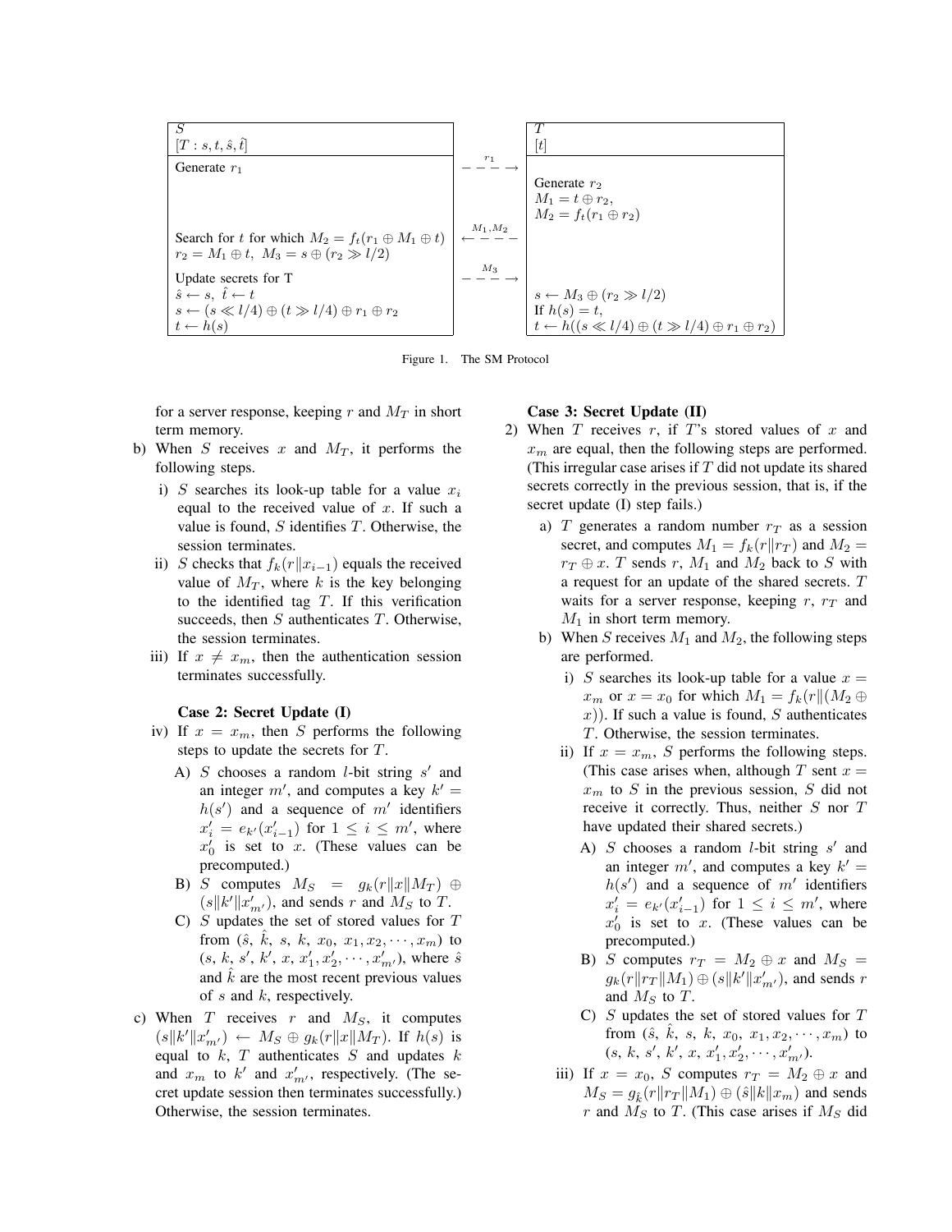| $S$ $[T: s, t, \hat{s}, \hat{t}]$ | | $T$ $[t]$ |
|---|---|---|
| Generate $r_1$ | $\xrightarrow{r_1}$ | |
| | | Generate $r_2$ <br> $M_1 = t \oplus r_2$, <br> $M_2 = f_t(r_1 \oplus r_2)$ |
| Search for $t$ for which $M_2 = f_t(r_1 \oplus M_1 \oplus t)$ <br> $r_2 = M_1 \oplus t,\ M_3 = s \oplus (r_2 \gg l/2)$ | $\xleftarrow{M_1, M_2}$ | |
| Update secrets for T <br> $\hat{s} \leftarrow s,\ \hat{t} \leftarrow t$ <br> $s \leftarrow (s \ll l/4) \oplus (t \gg l/4) \oplus r_1 \oplus r_2$ <br> $t \leftarrow h(s)$ | $\xrightarrow{M_3}$ | $s \leftarrow M_3 \oplus (r_2 \gg l/2)$ <br> If $h(s) = t$, <br> $t \leftarrow h((s \ll l/4) \oplus (t \gg l/4) \oplus r_1 \oplus r_2)$ |

Figure 1. The SM Protocol

for a server response, keeping $r$ and $M_T$ in short term memory.

b) When $S$ receives $x$ and $M_T$, it performs the following steps.

   i) $S$ searches its look-up table for a value $x_i$ equal to the received value of $x$. If such a value is found, $S$ identifies $T$. Otherwise, the session terminates.

   ii) $S$ checks that $f_k(r \| x_{i-1})$ equals the received value of $M_T$, where $k$ is the key belonging to the identified tag $T$. If this verification succeeds, then $S$ authenticates $T$. Otherwise, the session terminates.

   iii) If $x \neq x_m$, then the authentication session terminates successfully.

**Case 2: Secret Update (I)**

   iv) If $x = x_m$, then $S$ performs the following steps to update the secrets for $T$.

      A) $S$ chooses a random $l$-bit string $s'$ and an integer $m'$, and computes a key $k' = h(s')$ and a sequence of $m'$ identifiers $x'_i = e_{k'}(x'_{i-1})$ for $1 \leq i \leq m'$, where $x'_0$ is set to $x$. (These values can be precomputed.)

      B) $S$ computes $M_S = g_k(r \| x \| M_T) \oplus (s \| k' \| x'_{m'})$, and sends $r$ and $M_S$ to $T$.

      C) $S$ updates the set of stored values for $T$ from $(\hat{s},\ \hat{k},\ s,\ k,\ x_0,\ x_1, x_2, \cdots, x_m)$ to $(s,\ k,\ s',\ k',\ x,\ x'_1, x'_2, \cdots, x'_{m'})$, where $\hat{s}$ and $\hat{k}$ are the most recent previous values of $s$ and $k$, respectively.

c) When $T$ receives $r$ and $M_S$, it computes $(s \| k' \| x'_{m'}) \leftarrow M_S \oplus g_k(r \| x \| M_T)$. If $h(s)$ is equal to $k$, $T$ authenticates $S$ and updates $k$ and $x_m$ to $k'$ and $x'_{m'}$, respectively. (The secret update session then terminates successfully.) Otherwise, the session terminates.

**Case 3: Secret Update (II)**

2) When $T$ receives $r$, if $T$'s stored values of $x$ and $x_m$ are equal, then the following steps are performed. (This irregular case arises if $T$ did not update its shared secrets correctly in the previous session, that is, if the secret update (I) step fails.)

   a) $T$ generates a random number $r_T$ as a session secret, and computes $M_1 = f_k(r \| r_T)$ and $M_2 = r_T \oplus x$. $T$ sends $r$, $M_1$ and $M_2$ back to $S$ with a request for an update of the shared secrets. $T$ waits for a server response, keeping $r$, $r_T$ and $M_1$ in short term memory.

   b) When $S$ receives $M_1$ and $M_2$, the following steps are performed.

      i) $S$ searches its look-up table for a value $x = x_m$ or $x = x_0$ for which $M_1 = f_k(r \| (M_2 \oplus x))$. If such a value is found, $S$ authenticates $T$. Otherwise, the session terminates.

      ii) If $x = x_m$, $S$ performs the following steps. (This case arises when, although $T$ sent $x = x_m$ to $S$ in the previous session, $S$ did not receive it correctly. Thus, neither $S$ nor $T$ have updated their shared secrets.)

         A) $S$ chooses a random $l$-bit string $s'$ and an integer $m'$, and computes a key $k' = h(s')$ and a sequence of $m'$ identifiers $x'_i = e_{k'}(x'_{i-1})$ for $1 \leq i \leq m'$, where $x'_0$ is set to $x$. (These values can be precomputed.)

         B) $S$ computes $r_T = M_2 \oplus x$ and $M_S = g_k(r \| r_T \| M_1) \oplus (s \| k' \| x'_{m'})$, and sends $r$ and $M_S$ to $T$.

         C) $S$ updates the set of stored values for $T$ from $(\hat{s},\ \hat{k},\ s,\ k,\ x_0,\ x_1, x_2, \cdots, x_m)$ to $(s,\ k,\ s',\ k',\ x,\ x'_1, x'_2, \cdots, x'_{m'})$.

      iii) If $x = x_0$, $S$ computes $r_T = M_2 \oplus x$ and $M_S = g_{\hat{k}}(r \| r_T \| M_1) \oplus (\hat{s} \| k \| x_m)$ and sends $r$ and $M_S$ to $T$. (This case arises if $M_S$ did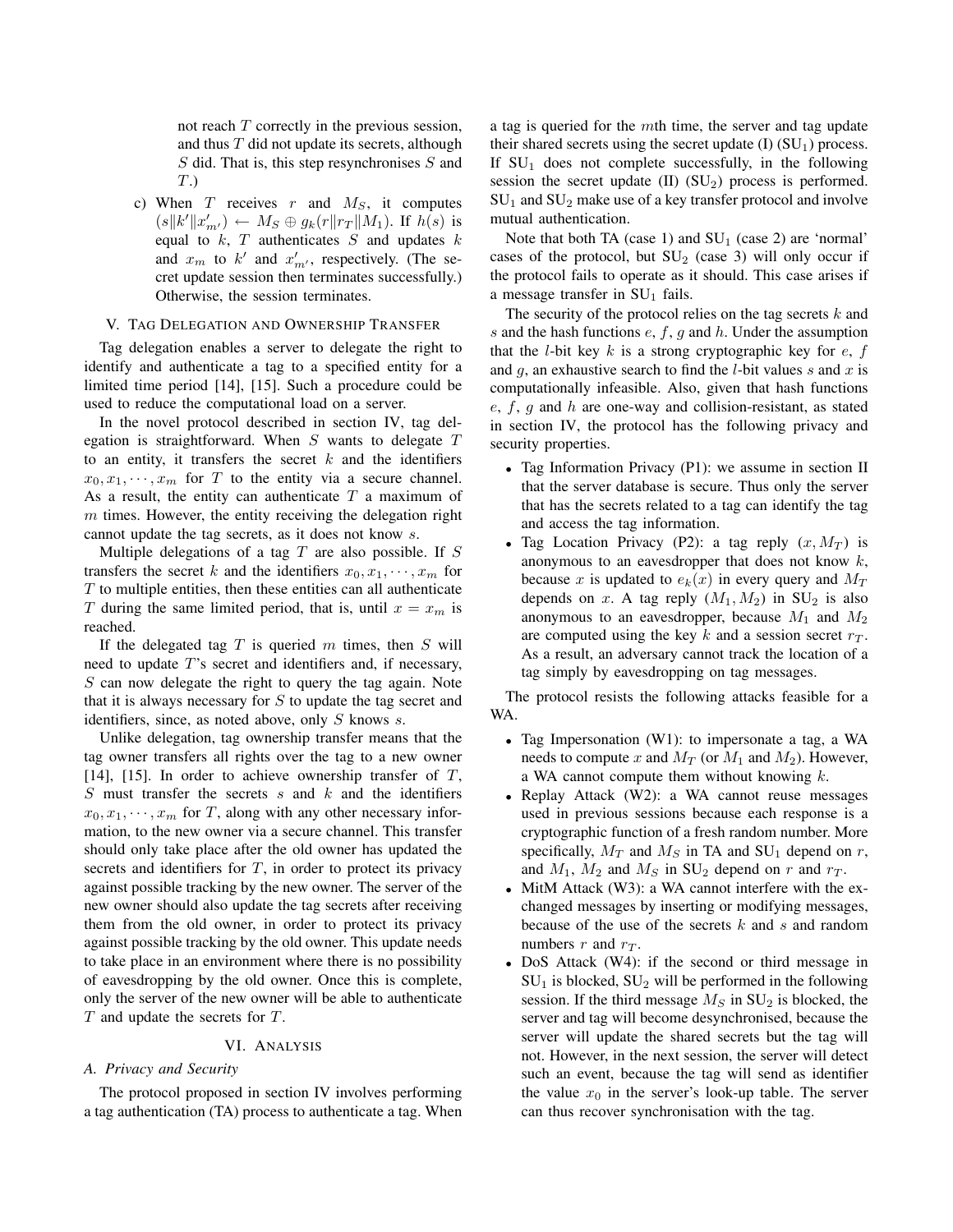not reach $T$ correctly in the previous session, and thus $T$ did not update its secrets, although $S$ did. That is, this step resynchronises $S$ and $T$.)

c) When $T$ receives $r$ and $M_S$, it computes $(s \| k' \| x'_{m'}) \leftarrow M_S \oplus g_k(r \| r_T \| M_1)$. If $h(s)$ is equal to $k$, $T$ authenticates $S$ and updates $k$ and $x_m$ to $k'$ and $x'_{m'}$, respectively. (The secret update session then terminates successfully.) Otherwise, the session terminates.

## V. Tag Delegation and Ownership Transfer

Tag delegation enables a server to delegate the right to identify and authenticate a tag to a specified entity for a limited time period [14], [15]. Such a procedure could be used to reduce the computational load on a server.

In the novel protocol described in section IV, tag delegation is straightforward. When $S$ wants to delegate $T$ to an entity, it transfers the secret $k$ and the identifiers $x_0, x_1, \cdots, x_m$ for $T$ to the entity via a secure channel. As a result, the entity can authenticate $T$ a maximum of $m$ times. However, the entity receiving the delegation right cannot update the tag secrets, as it does not know $s$.

Multiple delegations of a tag $T$ are also possible. If $S$ transfers the secret $k$ and the identifiers $x_0, x_1, \cdots, x_m$ for $T$ to multiple entities, then these entities can all authenticate $T$ during the same limited period, that is, until $x = x_m$ is reached.

If the delegated tag $T$ is queried $m$ times, then $S$ will need to update $T$'s secret and identifiers and, if necessary, $S$ can now delegate the right to query the tag again. Note that it is always necessary for $S$ to update the tag secret and identifiers, since, as noted above, only $S$ knows $s$.

Unlike delegation, tag ownership transfer means that the tag owner transfers all rights over the tag to a new owner [14], [15]. In order to achieve ownership transfer of $T$, $S$ must transfer the secrets $s$ and $k$ and the identifiers $x_0, x_1, \cdots, x_m$ for $T$, along with any other necessary information, to the new owner via a secure channel. This transfer should only take place after the old owner has updated the secrets and identifiers for $T$, in order to protect its privacy against possible tracking by the new owner. The server of the new owner should also update the tag secrets after receiving them from the old owner, in order to protect its privacy against possible tracking by the old owner. This update needs to take place in an environment where there is no possibility of eavesdropping by the old owner. Once this is complete, only the server of the new owner will be able to authenticate $T$ and update the secrets for $T$.

## VI. Analysis

### A. Privacy and Security

The protocol proposed in section IV involves performing a tag authentication (TA) process to authenticate a tag. When a tag is queried for the $m$th time, the server and tag update their shared secrets using the secret update (I) ($\text{SU}_1$) process. If $\text{SU}_1$ does not complete successfully, in the following session the secret update (II) ($\text{SU}_2$) process is performed. $\text{SU}_1$ and $\text{SU}_2$ make use of a key transfer protocol and involve mutual authentication.

Note that both TA (case 1) and $\text{SU}_1$ (case 2) are 'normal' cases of the protocol, but $\text{SU}_2$ (case 3) will only occur if the protocol fails to operate as it should. This case arises if a message transfer in $\text{SU}_1$ fails.

The security of the protocol relies on the tag secrets $k$ and $s$ and the hash functions $e$, $f$, $g$ and $h$. Under the assumption that the $l$-bit key $k$ is a strong cryptographic key for $e$, $f$ and $g$, an exhaustive search to find the $l$-bit values $s$ and $x$ is computationally infeasible. Also, given that hash functions $e$, $f$, $g$ and $h$ are one-way and collision-resistant, as stated in section IV, the protocol has the following privacy and security properties.

- Tag Information Privacy (P1): we assume in section II that the server database is secure. Thus only the server that has the secrets related to a tag can identify the tag and access the tag information.
- Tag Location Privacy (P2): a tag reply $(x, M_T)$ is anonymous to an eavesdropper that does not know $k$, because $x$ is updated to $e_k(x)$ in every query and $M_T$ depends on $x$. A tag reply $(M_1, M_2)$ in $\text{SU}_2$ is also anonymous to an eavesdropper, because $M_1$ and $M_2$ are computed using the key $k$ and a session secret $r_T$. As a result, an adversary cannot track the location of a tag simply by eavesdropping on tag messages.

The protocol resists the following attacks feasible for a WA.

- Tag Impersonation (W1): to impersonate a tag, a WA needs to compute $x$ and $M_T$ (or $M_1$ and $M_2$). However, a WA cannot compute them without knowing $k$.
- Replay Attack (W2): a WA cannot reuse messages used in previous sessions because each response is a cryptographic function of a fresh random number. More specifically, $M_T$ and $M_S$ in TA and $\text{SU}_1$ depend on $r$, and $M_1$, $M_2$ and $M_S$ in $\text{SU}_2$ depend on $r$ and $r_T$.
- MitM Attack (W3): a WA cannot interfere with the exchanged messages by inserting or modifying messages, because of the use of the secrets $k$ and $s$ and random numbers $r$ and $r_T$.
- DoS Attack (W4): if the second or third message in $\text{SU}_1$ is blocked, $\text{SU}_2$ will be performed in the following session. If the third message $M_S$ in $\text{SU}_2$ is blocked, the server and tag will become desynchronised, because the server will update the shared secrets but the tag will not. However, in the next session, the server will detect such an event, because the tag will send as identifier the value $x_0$ in the server's look-up table. The server can thus recover synchronisation with the tag.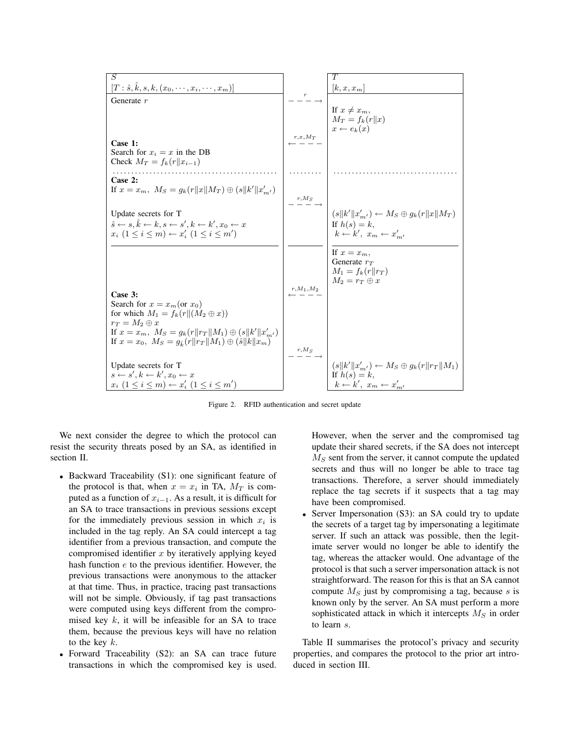| $S$ $[T: \hat{s}, \hat{k}, s, k, (x_0, \cdots, x_i, \cdots, x_m)]$ | | $T$ $[k, x, x_m]$ |
|---|---|---|
| Generate $r$ | $\xrightarrow{r}$ | |
| | | If $x \neq x_m$, $M_T = f_k(r\|x)$ $x \leftarrow e_k(x)$ |
| | $\xleftarrow{r, x, M_T}$ | |
| **Case 1:** Search for $x_i = x$ in the DB Check $M_T = f_k(r\|x_{i-1})$ | | |
| **Case 2:** If $x = x_m$, $M_S = g_k(r\|x\|M_T) \oplus (s\|k'\|x'_{m'})$ | $\xrightarrow{r, M_S}$ | |
| Update secrets for T $\hat{s} \leftarrow s, \hat{k} \leftarrow k, s \leftarrow s', k \leftarrow k', x_0 \leftarrow x$ $x_i$ $(1 \leq i \leq m) \leftarrow x'_i$ $(1 \leq i \leq m')$ | | $(s\|k'\|x'_{m'}) \leftarrow M_S \oplus g_k(r\|x\|M_T)$ If $h(s) = k$, $k \leftarrow k'$, $x_m \leftarrow x'_{m'}$ |
| | | If $x = x_m$, Generate $r_T$ $M_1 = f_k(r\|r_T)$ $M_2 = r_T \oplus x$ |
| | $\xleftarrow{r, M_1, M_2}$ | |
| **Case 3:** Search for $x = x_m$(or $x_0$) for which $M_1 = f_k(r\|(M_2 \oplus x))$ $r_T = M_2 \oplus x$ If $x = x_m$, $M_S = g_k(r\|r_T\|M_1) \oplus (s\|k'\|x'_{m'})$ If $x = x_0$, $M_S = g_{\hat{k}}(r\|r_T\|M_1) \oplus (\hat{s}\|k\|x_m)$ | $\xrightarrow{r, M_S}$ | |
| Update secrets for T $s \leftarrow s', k \leftarrow k', x_0 \leftarrow x$ $x_i$ $(1 \leq i \leq m) \leftarrow x'_i$ $(1 \leq i \leq m')$ | | $(s\|k'\|x'_{m'}) \leftarrow M_S \oplus g_k(r\|r_T\|M_1)$ If $h(s) = k$, $k \leftarrow k'$, $x_m \leftarrow x'_{m'}$ |

Figure 2. RFID authentication and secret update

We next consider the degree to which the protocol can resist the security threats posed by an SA, as identified in section II.

- Backward Traceability (S1): one significant feature of the protocol is that, when $x = x_i$ in TA, $M_T$ is computed as a function of $x_{i-1}$. As a result, it is difficult for an SA to trace transactions in previous sessions except for the immediately previous session in which $x_i$ is included in the tag reply. An SA could intercept a tag identifier from a previous transaction, and compute the compromised identifier $x$ by iteratively applying keyed hash function $e$ to the previous identifier. However, the previous transactions were anonymous to the attacker at that time. Thus, in practice, tracing past transactions will not be simple. Obviously, if tag past transactions were computed using keys different from the compromised key $k$, it will be infeasible for an SA to trace them, because the previous keys will have no relation to the key $k$.
- Forward Traceability (S2): an SA can trace future transactions in which the compromised key is used. However, when the server and the compromised tag update their shared secrets, if the SA does not intercept $M_S$ sent from the server, it cannot compute the updated secrets and thus will no longer be able to trace tag transactions. Therefore, a server should immediately replace the tag secrets if it suspects that a tag may have been compromised.
- Server Impersonation (S3): an SA could try to update the secrets of a target tag by impersonating a legitimate server. If such an attack was possible, then the legitimate server would no longer be able to identify the tag, whereas the attacker would. One advantage of the protocol is that such a server impersonation attack is not straightforward. The reason for this is that an SA cannot compute $M_S$ just by compromising a tag, because $s$ is known only by the server. An SA must perform a more sophisticated attack in which it intercepts $M_S$ in order to learn $s$.

Table II summarises the protocol's privacy and security properties, and compares the protocol to the prior art introduced in section III.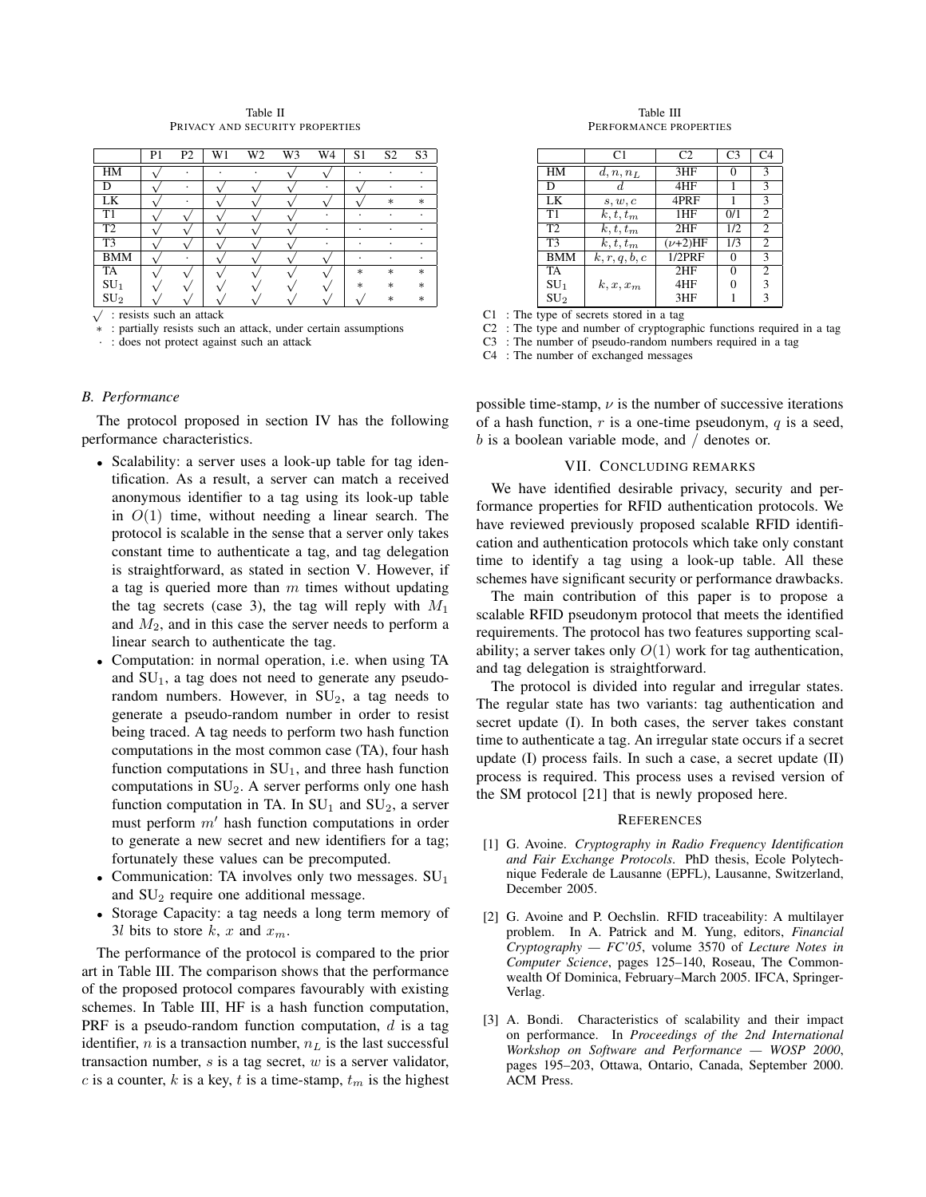Table II
PRIVACY AND SECURITY PROPERTIES

| | P1 | P2 | W1 | W2 | W3 | W4 | S1 | S2 | S3 |
|---|---|---|---|---|---|---|---|---|---|
| HM | √ | · | · | · | √ | √ | · | · | · |
| D | √ | · | √ | √ | √ | · | √ | · | · |
| LK | √ | · | √ | √ | √ | √ | √ | ∗ | ∗ |
| T1 | √ | √ | √ | √ | √ | · | · | · | · |
| T2 | √ | √ | √ | √ | √ | · | · | · | · |
| T3 | √ | √ | √ | √ | √ | · | · | · | · |
| BMM | √ | · | √ | √ | √ | √ | · | · | · |
| TA | √ | √ | √ | √ | √ | √ | ∗ | ∗ | ∗ |
| $SU_1$ | √ | √ | √ | √ | √ | √ | ∗ | ∗ | ∗ |
| $SU_2$ | √ | √ | √ | √ | √ | √ | √ | ∗ | ∗ |

√ : resists such an attack
∗ : partially resists such an attack, under certain assumptions
· : does not protect against such an attack

Table III
PERFORMANCE PROPERTIES

| | C1 | C2 | C3 | C4 |
|---|---|---|---|---|
| HM | $d, n, n_L$ | 3HF | 0 | 3 |
| D | $d$ | 4HF | 1 | 3 |
| LK | $s, w, c$ | 4PRF | 1 | 3 |
| T1 | $k, t, t_m$ | 1HF | 0/1 | 2 |
| T2 | $k, t, t_m$ | 2HF | 1/2 | 2 |
| T3 | $k, t, t_m$ | ($\nu$+2)HF | 1/3 | 2 |
| BMM | $k, r, q, b, c$ | 1/2PRF | 0 | 3 |
| TA | $k, x, x_m$ | 2HF | 0 | 2 |
| $SU_1$ | | 4HF | 0 | 3 |
| $SU_2$ | | 3HF | 1 | 3 |

C1 : The type of secrets stored in a tag
C2 : The type and number of cryptographic functions required in a tag
C3 : The number of pseudo-random numbers required in a tag
C4 : The number of exchanged messages

### B. Performance

The protocol proposed in section IV has the following performance characteristics.

- Scalability: a server uses a look-up table for tag identification. As a result, a server can match a received anonymous identifier to a tag using its look-up table in $O(1)$ time, without needing a linear search. The protocol is scalable in the sense that a server only takes constant time to authenticate a tag, and tag delegation is straightforward, as stated in section V. However, if a tag is queried more than $m$ times without updating the tag secrets (case 3), the tag will reply with $M_1$ and $M_2$, and in this case the server needs to perform a linear search to authenticate the tag.
- Computation: in normal operation, i.e. when using TA and $SU_1$, a tag does not need to generate any pseudo-random numbers. However, in $SU_2$, a tag needs to generate a pseudo-random number in order to resist being traced. A tag needs to perform two hash function computations in the most common case (TA), four hash function computations in $SU_1$, and three hash function computations in $SU_2$. A server performs only one hash function computation in TA. In $SU_1$ and $SU_2$, a server must perform $m'$ hash function computations in order to generate a new secret and new identifiers for a tag; fortunately these values can be precomputed.
- Communication: TA involves only two messages. $SU_1$ and $SU_2$ require one additional message.
- Storage Capacity: a tag needs a long term memory of $3l$ bits to store $k$, $x$ and $x_m$.

The performance of the protocol is compared to the prior art in Table III. The comparison shows that the performance of the proposed protocol compares favourably with existing schemes. In Table III, HF is a hash function computation, PRF is a pseudo-random function computation, $d$ is a tag identifier, $n$ is a transaction number, $n_L$ is the last successful transaction number, $s$ is a tag secret, $w$ is a server validator, $c$ is a counter, $k$ is a key, $t$ is a time-stamp, $t_m$ is the highest possible time-stamp, $\nu$ is the number of successive iterations of a hash function, $r$ is a one-time pseudonym, $q$ is a seed, $b$ is a boolean variable mode, and $/$ denotes or.

## VII. CONCLUDING REMARKS

We have identified desirable privacy, security and performance properties for RFID authentication protocols. We have reviewed previously proposed scalable RFID identification and authentication protocols which take only constant time to identify a tag using a look-up table. All these schemes have significant security or performance drawbacks.

The main contribution of this paper is to propose a scalable RFID pseudonym protocol that meets the identified requirements. The protocol has two features supporting scalability; a server takes only $O(1)$ work for tag authentication, and tag delegation is straightforward.

The protocol is divided into regular and irregular states. The regular state has two variants: tag authentication and secret update (I). In both cases, the server takes constant time to authenticate a tag. An irregular state occurs if a secret update (I) process fails. In such a case, a secret update (II) process is required. This process uses a revised version of the SM protocol [21] that is newly proposed here.

## REFERENCES

[1] G. Avoine. *Cryptography in Radio Frequency Identification and Fair Exchange Protocols*. PhD thesis, Ecole Polytechnique Federale de Lausanne (EPFL), Lausanne, Switzerland, December 2005.

[2] G. Avoine and P. Oechslin. RFID traceability: A multilayer problem. In A. Patrick and M. Yung, editors, *Financial Cryptography — FC'05*, volume 3570 of *Lecture Notes in Computer Science*, pages 125–140, Roseau, The Commonwealth Of Dominica, February–March 2005. IFCA, Springer-Verlag.

[3] A. Bondi. Characteristics of scalability and their impact on performance. In *Proceedings of the 2nd International Workshop on Software and Performance — WOSP 2000*, pages 195–203, Ottawa, Ontario, Canada, September 2000. ACM Press.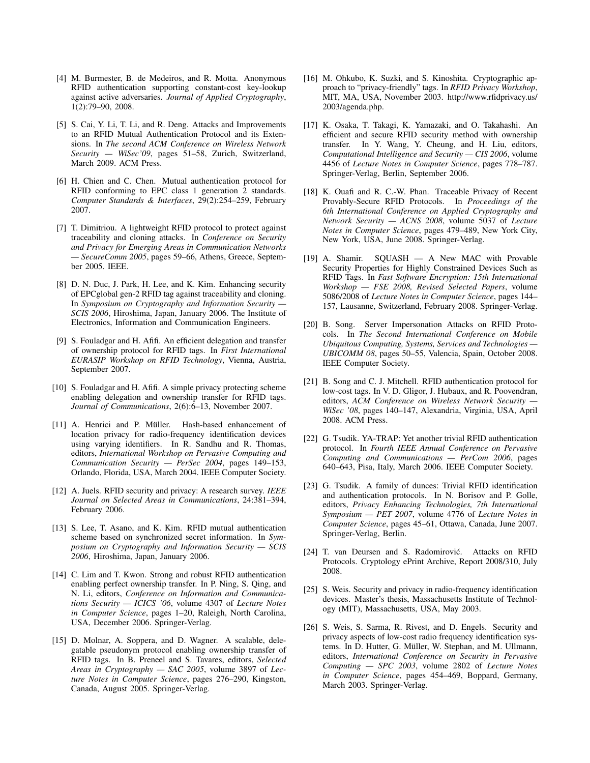[4] M. Burmester, B. de Medeiros, and R. Motta. Anonymous RFID authentication supporting constant-cost key-lookup against active adversaries. *Journal of Applied Cryptography*, 1(2):79–90, 2008.

[5] S. Cai, Y. Li, T. Li, and R. Deng. Attacks and Improvements to an RFID Mutual Authentication Protocol and its Extensions. In *The second ACM Conference on Wireless Network Security — WiSec'09*, pages 51–58, Zurich, Switzerland, March 2009. ACM Press.

[6] H. Chien and C. Chen. Mutual authentication protocol for RFID conforming to EPC class 1 generation 2 standards. *Computer Standards & Interfaces*, 29(2):254–259, February 2007.

[7] T. Dimitriou. A lightweight RFID protocol to protect against traceability and cloning attacks. In *Conference on Security and Privacy for Emerging Areas in Communication Networks — SecureComm 2005*, pages 59–66, Athens, Greece, September 2005. IEEE.

[8] D. N. Duc, J. Park, H. Lee, and K. Kim. Enhancing security of EPCglobal gen-2 RFID tag against traceability and cloning. In *Symposium on Cryptography and Information Security — SCIS 2006*, Hiroshima, Japan, January 2006. The Institute of Electronics, Information and Communication Engineers.

[9] S. Fouladgar and H. Afifi. An efficient delegation and transfer of ownership protocol for RFID tags. In *First International EURASIP Workshop on RFID Technology*, Vienna, Austria, September 2007.

[10] S. Fouladgar and H. Afifi. A simple privacy protecting scheme enabling delegation and ownership transfer for RFID tags. *Journal of Communications*, 2(6):6–13, November 2007.

[11] A. Henrici and P. Müller. Hash-based enhancement of location privacy for radio-frequency identification devices using varying identifiers. In R. Sandhu and R. Thomas, editors, *International Workshop on Pervasive Computing and Communication Security — PerSec 2004*, pages 149–153, Orlando, Florida, USA, March 2004. IEEE Computer Society.

[12] A. Juels. RFID security and privacy: A research survey. *IEEE Journal on Selected Areas in Communications*, 24:381–394, February 2006.

[13] S. Lee, T. Asano, and K. Kim. RFID mutual authentication scheme based on synchronized secret information. In *Symposium on Cryptography and Information Security — SCIS 2006*, Hiroshima, Japan, January 2006.

[14] C. Lim and T. Kwon. Strong and robust RFID authentication enabling perfect ownership transfer. In P. Ning, S. Qing, and N. Li, editors, *Conference on Information and Communications Security — ICICS '06*, volume 4307 of *Lecture Notes in Computer Science*, pages 1–20, Raleigh, North Carolina, USA, December 2006. Springer-Verlag.

[15] D. Molnar, A. Soppera, and D. Wagner. A scalable, delegatable pseudonym protocol enabling ownership transfer of RFID tags. In B. Preneel and S. Tavares, editors, *Selected Areas in Cryptography — SAC 2005*, volume 3897 of *Lecture Notes in Computer Science*, pages 276–290, Kingston, Canada, August 2005. Springer-Verlag.

[16] M. Ohkubo, K. Suzki, and S. Kinoshita. Cryptographic approach to "privacy-friendly" tags. In *RFID Privacy Workshop*, MIT, MA, USA, November 2003. http://www.rfidprivacy.us/2003/agenda.php.

[17] K. Osaka, T. Takagi, K. Yamazaki, and O. Takahashi. An efficient and secure RFID security method with ownership transfer. In Y. Wang, Y. Cheung, and H. Liu, editors, *Computational Intelligence and Security — CIS 2006*, volume 4456 of *Lecture Notes in Computer Science*, pages 778–787. Springer-Verlag, Berlin, September 2006.

[18] K. Ouafi and R. C.-W. Phan. Traceable Privacy of Recent Provably-Secure RFID Protocols. In *Proceedings of the 6th International Conference on Applied Cryptography and Network Security — ACNS 2008*, volume 5037 of *Lecture Notes in Computer Science*, pages 479–489, New York City, New York, USA, June 2008. Springer-Verlag.

[19] A. Shamir. SQUASH — A New MAC with Provable Security Properties for Highly Constrained Devices Such as RFID Tags. In *Fast Software Encryption: 15th International Workshop — FSE 2008, Revised Selected Papers*, volume 5086/2008 of *Lecture Notes in Computer Science*, pages 144–157, Lausanne, Switzerland, February 2008. Springer-Verlag.

[20] B. Song. Server Impersonation Attacks on RFID Protocols. In *The Second International Conference on Mobile Ubiquitous Computing, Systems, Services and Technologies — UBICOMM 08*, pages 50–55, Valencia, Spain, October 2008. IEEE Computer Society.

[21] B. Song and C. J. Mitchell. RFID authentication protocol for low-cost tags. In V. D. Gligor, J. Hubaux, and R. Poovendran, editors, *ACM Conference on Wireless Network Security — WiSec '08*, pages 140–147, Alexandria, Virginia, USA, April 2008. ACM Press.

[22] G. Tsudik. YA-TRAP: Yet another trivial RFID authentication protocol. In *Fourth IEEE Annual Conference on Pervasive Computing and Communications — PerCom 2006*, pages 640–643, Pisa, Italy, March 2006. IEEE Computer Society.

[23] G. Tsudik. A family of dunces: Trivial RFID identification and authentication protocols. In N. Borisov and P. Golle, editors, *Privacy Enhancing Technologies, 7th International Symposium — PET 2007*, volume 4776 of *Lecture Notes in Computer Science*, pages 45–61, Ottawa, Canada, June 2007. Springer-Verlag, Berlin.

[24] T. van Deursen and S. Radomirović. Attacks on RFID Protocols. Cryptology ePrint Archive, Report 2008/310, July 2008.

[25] S. Weis. Security and privacy in radio-frequency identification devices. Master's thesis, Massachusetts Institute of Technology (MIT), Massachusetts, USA, May 2003.

[26] S. Weis, S. Sarma, R. Rivest, and D. Engels. Security and privacy aspects of low-cost radio frequency identification systems. In D. Hutter, G. Müller, W. Stephan, and M. Ullmann, editors, *International Conference on Security in Pervasive Computing — SPC 2003*, volume 2802 of *Lecture Notes in Computer Science*, pages 454–469, Boppard, Germany, March 2003. Springer-Verlag.